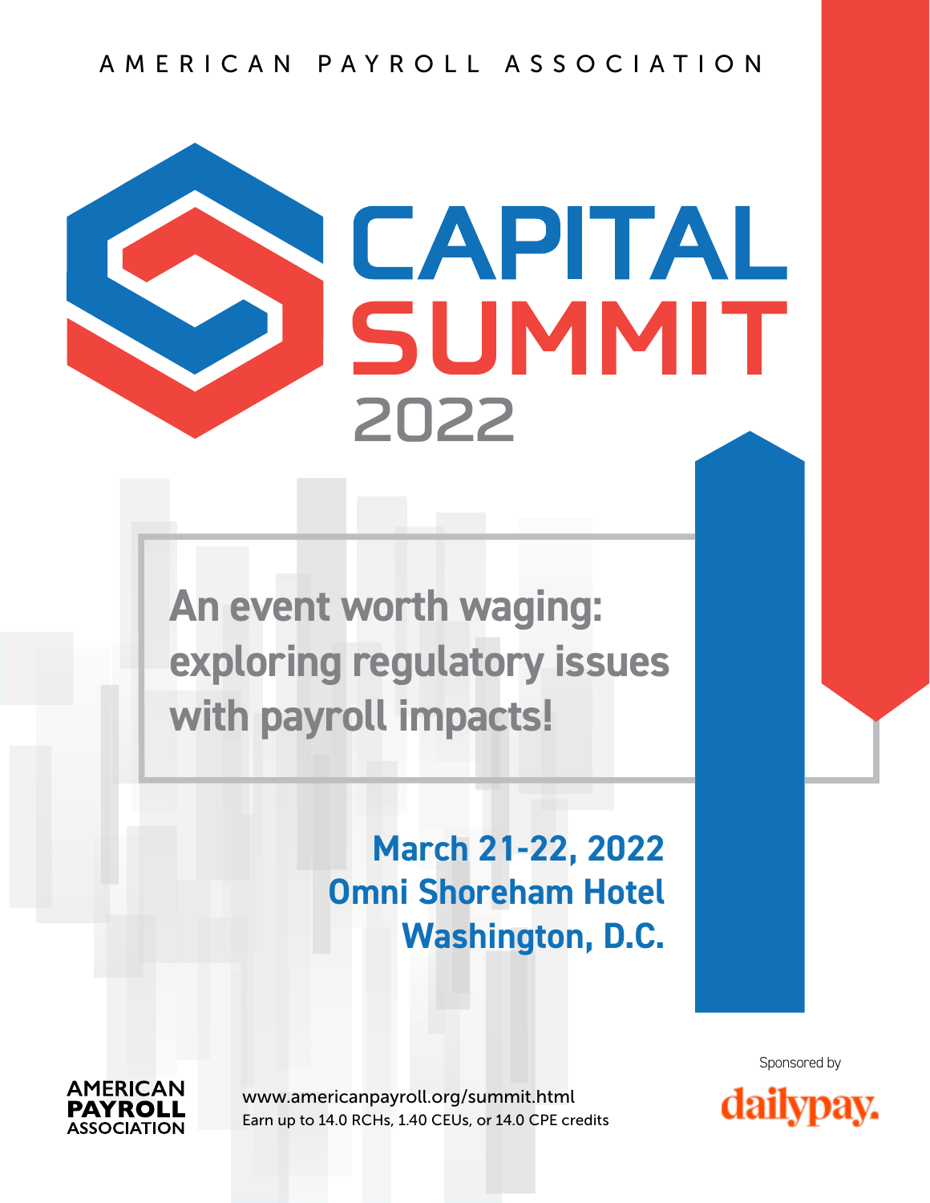AMERICAN PAYROLL ASSOCIATION

# CAPITAL SUMMIT 2022

## An event worth waging: exploring regulatory issues with payroll impacts!

**March 21-22, 2022**
**Omni Shoreham Hotel**
**Washington, D.C.**

AMERICAN PAYROLL ASSOCIATION

www.americanpayroll.org/summit.html
Earn up to 14.0 RCHs, 1.40 CEUs, or 14.0 CPE credits

Sponsored by
dailypay.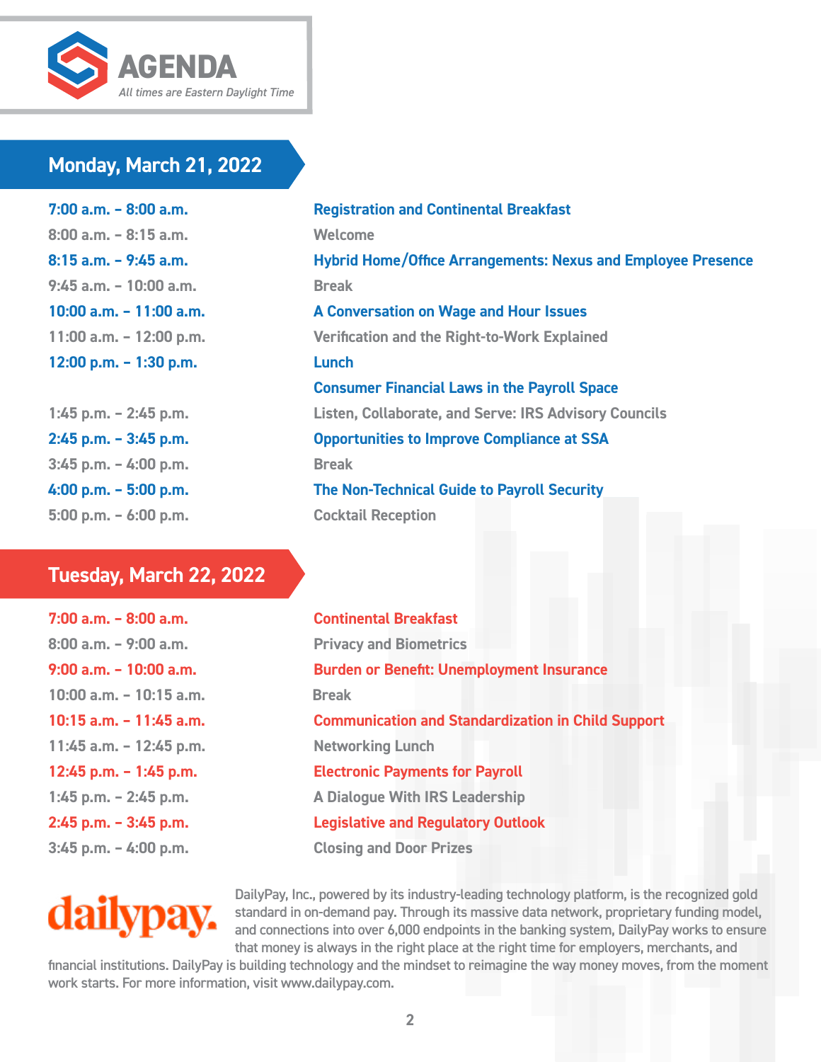# AGENDA

*All times are Eastern Daylight Time*

## Monday, March 21, 2022

| Time | Session |
|---|---|
| 7:00 a.m. – 8:00 a.m. | Registration and Continental Breakfast |
| 8:00 a.m. – 8:15 a.m. | Welcome |
| 8:15 a.m. – 9:45 a.m. | Hybrid Home/Office Arrangements: Nexus and Employee Presence |
| 9:45 a.m. – 10:00 a.m. | Break |
| 10:00 a.m. – 11:00 a.m. | A Conversation on Wage and Hour Issues |
| 11:00 a.m. – 12:00 p.m. | Verification and the Right-to-Work Explained |
| 12:00 p.m. – 1:30 p.m. | Lunch |
| | Consumer Financial Laws in the Payroll Space |
| 1:45 p.m. – 2:45 p.m. | Listen, Collaborate, and Serve: IRS Advisory Councils |
| 2:45 p.m. – 3:45 p.m. | Opportunities to Improve Compliance at SSA |
| 3:45 p.m. – 4:00 p.m. | Break |
| 4:00 p.m. – 5:00 p.m. | The Non-Technical Guide to Payroll Security |
| 5:00 p.m. – 6:00 p.m. | Cocktail Reception |

## Tuesday, March 22, 2022

| Time | Session |
|---|---|
| 7:00 a.m. – 8:00 a.m. | Continental Breakfast |
| 8:00 a.m. – 9:00 a.m. | Privacy and Biometrics |
| 9:00 a.m. – 10:00 a.m. | Burden or Benefit: Unemployment Insurance |
| 10:00 a.m. – 10:15 a.m. | Break |
| 10:15 a.m. – 11:45 a.m. | Communication and Standardization in Child Support |
| 11:45 a.m. – 12:45 p.m. | Networking Lunch |
| 12:45 p.m. – 1:45 p.m. | Electronic Payments for Payroll |
| 1:45 p.m. – 2:45 p.m. | A Dialogue With IRS Leadership |
| 2:45 p.m. – 3:45 p.m. | Legislative and Regulatory Outlook |
| 3:45 p.m. – 4:00 p.m. | Closing and Door Prizes |

**dailypay.**

DailyPay, Inc., powered by its industry-leading technology platform, is the recognized gold standard in on-demand pay. Through its massive data network, proprietary funding model, and connections into over 6,000 endpoints in the banking system, DailyPay works to ensure that money is always in the right place at the right time for employers, merchants, and financial institutions. DailyPay is building technology and the mindset to reimagine the way money moves, from the moment work starts. For more information, visit www.dailypay.com.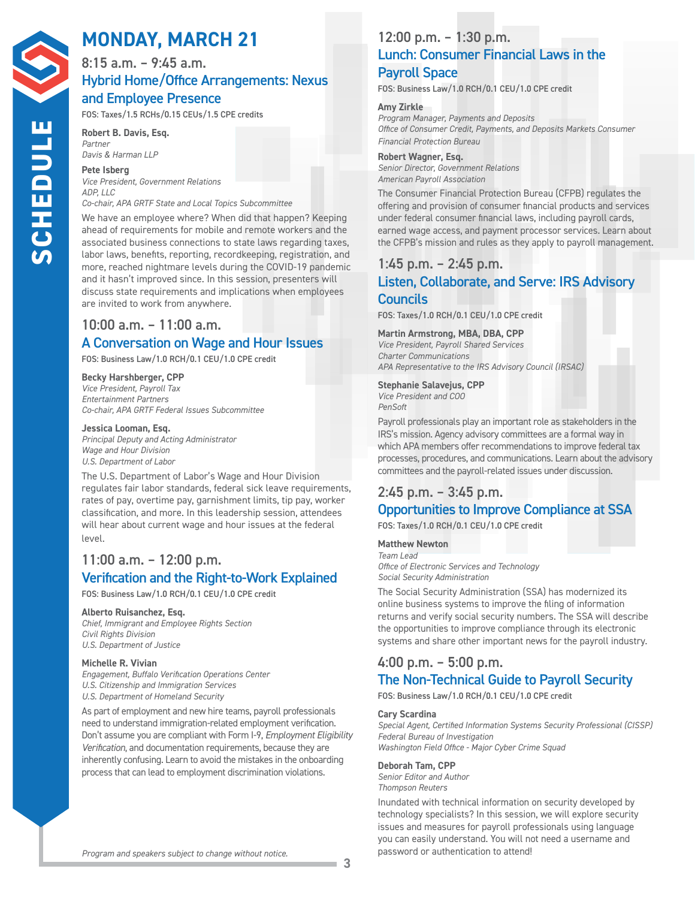# MONDAY, MARCH 21

## 8:15 a.m. – 9:45 a.m.

### Hybrid Home/Office Arrangements: Nexus and Employee Presence

**FOS: Taxes/1.5 RCHs/0.15 CEUs/1.5 CPE credits**

**Robert B. Davis, Esq.**
*Partner*
*Davis & Harman LLP*

**Pete Isberg**
*Vice President, Government Relations*
*ADP, LLC*
*Co-chair, APA GRTF State and Local Topics Subcommittee*

We have an employee where? When did that happen? Keeping ahead of requirements for mobile and remote workers and the associated business connections to state laws regarding taxes, labor laws, benefits, reporting, recordkeeping, registration, and more, reached nightmare levels during the COVID-19 pandemic and it hasn't improved since. In this session, presenters will discuss state requirements and implications when employees are invited to work from anywhere.

## 10:00 a.m. – 11:00 a.m.

### A Conversation on Wage and Hour Issues

**FOS: Business Law/1.0 RCH/0.1 CEU/1.0 CPE credit**

**Becky Harshberger, CPP**
*Vice President, Payroll Tax*
*Entertainment Partners*
*Co-chair, APA GRTF Federal Issues Subcommittee*

**Jessica Looman, Esq.**
*Principal Deputy and Acting Administrator*
*Wage and Hour Division*
*U.S. Department of Labor*

The U.S. Department of Labor's Wage and Hour Division regulates fair labor standards, federal sick leave requirements, rates of pay, overtime pay, garnishment limits, tip pay, worker classification, and more. In this leadership session, attendees will hear about current wage and hour issues at the federal level.

## 11:00 a.m. – 12:00 p.m.

### Verification and the Right-to-Work Explained

**FOS: Business Law/1.0 RCH/0.1 CEU/1.0 CPE credit**

**Alberto Ruisanchez, Esq.**
*Chief, Immigrant and Employee Rights Section*
*Civil Rights Division*
*U.S. Department of Justice*

**Michelle R. Vivian**
*Engagement, Buffalo Verification Operations Center*
*U.S. Citizenship and Immigration Services*
*U.S. Department of Homeland Security*

As part of employment and new hire teams, payroll professionals need to understand immigration-related employment verification. Don't assume you are compliant with Form I-9, *Employment Eligibility Verification*, and documentation requirements, because they are inherently confusing. Learn to avoid the mistakes in the onboarding process that can lead to employment discrimination violations.

*Program and speakers subject to change without notice.*

## 12:00 p.m. – 1:30 p.m.

### Lunch: Consumer Financial Laws in the Payroll Space

**FOS: Business Law/1.0 RCH/0.1 CEU/1.0 CPE credit**

**Amy Zirkle**
*Program Manager, Payments and Deposits*
*Office of Consumer Credit, Payments, and Deposits Markets Consumer Financial Protection Bureau*

**Robert Wagner, Esq.**
*Senior Director, Government Relations*
*American Payroll Association*

The Consumer Financial Protection Bureau (CFPB) regulates the offering and provision of consumer financial products and services under federal consumer financial laws, including payroll cards, earned wage access, and payment processor services. Learn about the CFPB's mission and rules as they apply to payroll management.

## 1:45 p.m. – 2:45 p.m.

### Listen, Collaborate, and Serve: IRS Advisory Councils

**FOS: Taxes/1.0 RCH/0.1 CEU/1.0 CPE credit**

**Martin Armstrong, MBA, DBA, CPP**
*Vice President, Payroll Shared Services*
*Charter Communications*
*APA Representative to the IRS Advisory Council (IRSAC)*

**Stephanie Salavejus, CPP**
*Vice President and COO*
*PenSoft*

Payroll professionals play an important role as stakeholders in the IRS's mission. Agency advisory committees are a formal way in which APA members offer recommendations to improve federal tax processes, procedures, and communications. Learn about the advisory committees and the payroll-related issues under discussion.

## 2:45 p.m. – 3:45 p.m.

### Opportunities to Improve Compliance at SSA

**FOS: Taxes/1.0 RCH/0.1 CEU/1.0 CPE credit**

**Matthew Newton**
*Team Lead*
*Office of Electronic Services and Technology*
*Social Security Administration*

The Social Security Administration (SSA) has modernized its online business systems to improve the filing of information returns and verify social security numbers. The SSA will describe the opportunities to improve compliance through its electronic systems and share other important news for the payroll industry.

## 4:00 p.m. – 5:00 p.m.

### The Non-Technical Guide to Payroll Security

**FOS: Business Law/1.0 RCH/0.1 CEU/1.0 CPE credit**

**Cary Scardina**
*Special Agent, Certified Information Systems Security Professional (CISSP)*
*Federal Bureau of Investigation*
*Washington Field Office - Major Cyber Crime Squad*

**Deborah Tam, CPP**
*Senior Editor and Author*
*Thompson Reuters*

Inundated with technical information on security developed by technology specialists? In this session, we will explore security issues and measures for payroll professionals using language you can easily understand. You will not need a username and password or authentication to attend!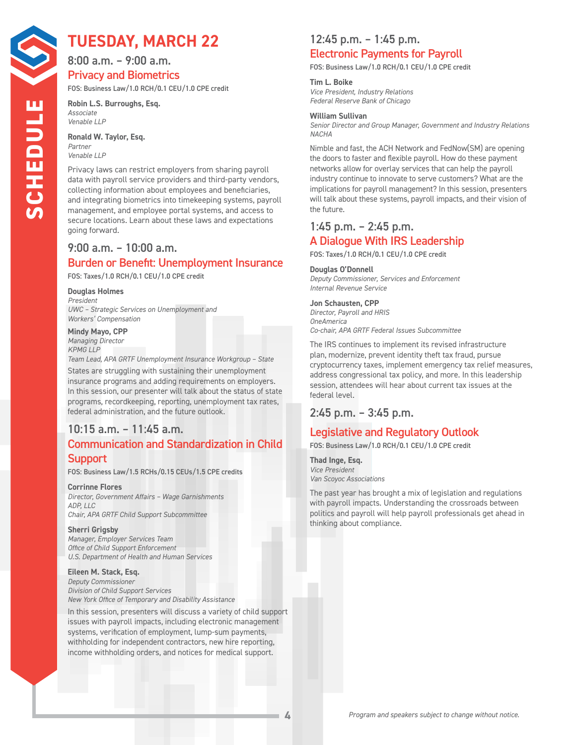# TUESDAY, MARCH 22

## 8:00 a.m. – 9:00 a.m.

### Privacy and Biometrics

FOS: Business Law/1.0 RCH/0.1 CEU/1.0 CPE credit

**Robin L.S. Burroughs, Esq.**
*Associate*
*Venable LLP*

**Ronald W. Taylor, Esq.**
*Partner*
*Venable LLP*

Privacy laws can restrict employers from sharing payroll data with payroll service providers and third-party vendors, collecting information about employees and beneficiaries, and integrating biometrics into timekeeping systems, payroll management, and employee portal systems, and access to secure locations. Learn about these laws and expectations going forward.

## 9:00 a.m. – 10:00 a.m.

### Burden or Benefit: Unemployment Insurance

FOS: Taxes/1.0 RCH/0.1 CEU/1.0 CPE credit

**Douglas Holmes**
*President*
*UWC – Strategic Services on Unemployment and Workers' Compensation*

**Mindy Mayo, CPP**
*Managing Director*
*KPMG LLP*
*Team Lead, APA GRTF Unemployment Insurance Workgroup – State*

States are struggling with sustaining their unemployment insurance programs and adding requirements on employers. In this session, our presenter will talk about the status of state programs, recordkeeping, reporting, unemployment tax rates, federal administration, and the future outlook.

## 10:15 a.m. – 11:45 a.m.

### Communication and Standardization in Child Support

FOS: Business Law/1.5 RCHs/0.15 CEUs/1.5 CPE credits

**Corrinne Flores**
*Director, Government Affairs – Wage Garnishments*
*ADP, LLC*
*Chair, APA GRTF Child Support Subcommittee*

**Sherri Grigsby**
*Manager, Employer Services Team*
*Office of Child Support Enforcement*
*U.S. Department of Health and Human Services*

**Eileen M. Stack, Esq.**
*Deputy Commissioner*
*Division of Child Support Services*
*New York Office of Temporary and Disability Assistance*

In this session, presenters will discuss a variety of child support issues with payroll impacts, including electronic management systems, verification of employment, lump-sum payments, withholding for independent contractors, new hire reporting, income withholding orders, and notices for medical support.

## 12:45 p.m. – 1:45 p.m.

### Electronic Payments for Payroll

FOS: Business Law/1.0 RCH/0.1 CEU/1.0 CPE credit

**Tim L. Boike**
*Vice President, Industry Relations*
*Federal Reserve Bank of Chicago*

**William Sullivan**
*Senior Director and Group Manager, Government and Industry Relations*
*NACHA*

Nimble and fast, the ACH Network and FedNow(SM) are opening the doors to faster and flexible payroll. How do these payment networks allow for overlay services that can help the payroll industry continue to innovate to serve customers? What are the implications for payroll management? In this session, presenters will talk about these systems, payroll impacts, and their vision of the future.

## 1:45 p.m. – 2:45 p.m.

### A Dialogue With IRS Leadership

FOS: Taxes/1.0 RCH/0.1 CEU/1.0 CPE credit

**Douglas O'Donnell**
*Deputy Commissioner, Services and Enforcement*
*Internal Revenue Service*

**Jon Schausten, CPP**
*Director, Payroll and HRIS*
*OneAmerica*
*Co-chair, APA GRTF Federal Issues Subcommittee*

The IRS continues to implement its revised infrastructure plan, modernize, prevent identity theft tax fraud, pursue cryptocurrency taxes, implement emergency tax relief measures, address congressional tax policy, and more. In this leadership session, attendees will hear about current tax issues at the federal level.

## 2:45 p.m. – 3:45 p.m.

### Legislative and Regulatory Outlook

FOS: Business Law/1.0 RCH/0.1 CEU/1.0 CPE credit

**Thad Inge, Esq.**
*Vice President*
*Van Scoyoc Associations*

The past year has brought a mix of legislation and regulations with payroll impacts. Understanding the crossroads between politics and payroll will help payroll professionals get ahead in thinking about compliance.

*Program and speakers subject to change without notice.*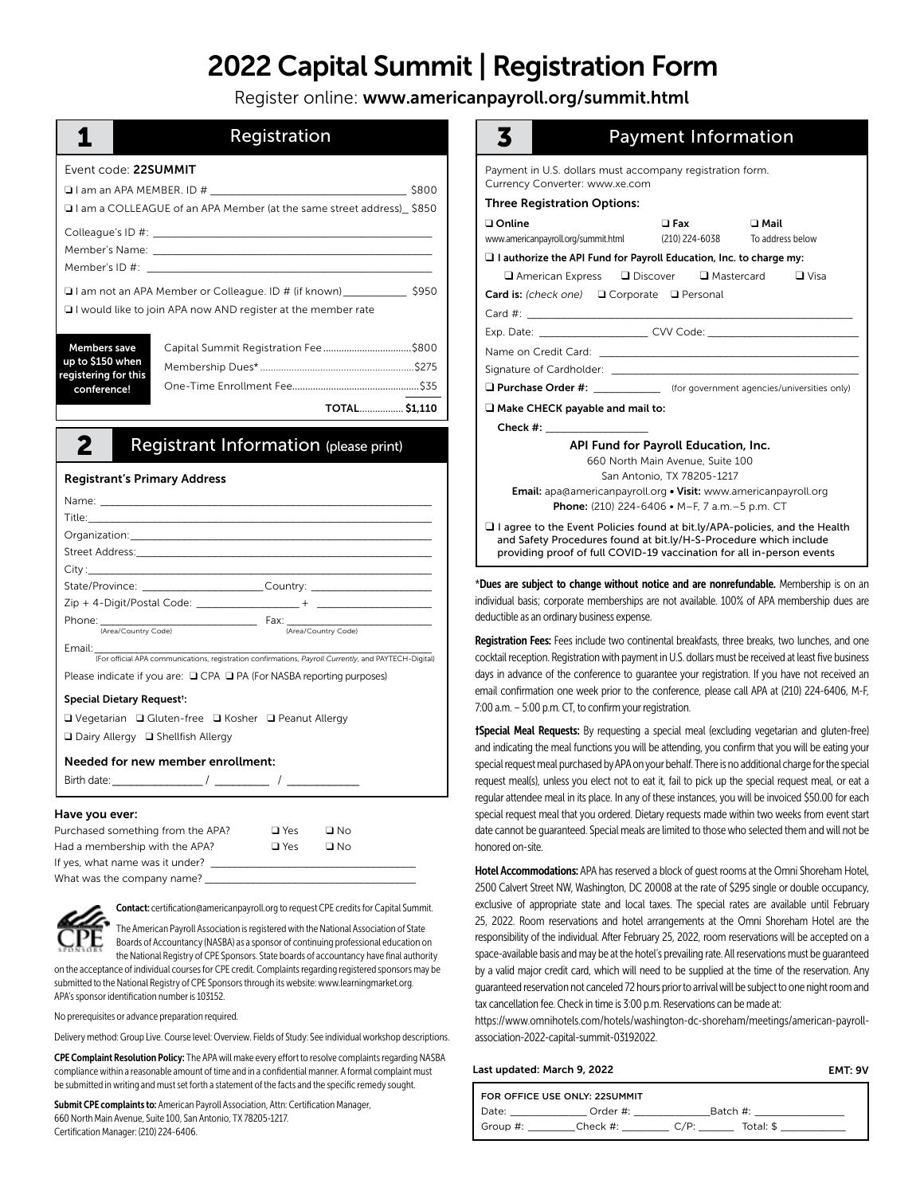# 2022 Capital Summit | Registration Form

Register online: **www.americanpayroll.org/summit.html**

## 1 Registration

Event code: **22SUMMIT**

❑ I am an APA MEMBER. ID # ______________________________ $800

❑ I am a COLLEAGUE of an APA Member (at the same street address)_ $850

Colleague's ID #: ______________________________

Member's Name: ______________________________

Member's ID #: ______________________________

❑ I am not an APA Member or Colleague. ID # (if known)___________ $950

❑ I would like to join APA now AND register at the member rate

**Members save up to $150 when registering for this conference!**

| | |
|---|---|
| Capital Summit Registration Fee | $800 |
| Membership Dues* | $275 |
| One-Time Enrollment Fee | $35 |
| **TOTAL** | **$1,110** |

## 2 Registrant Information (please print)

**Registrant's Primary Address**

Name: ______________________________

Title: ______________________________

Organization: ______________________________

Street Address: ______________________________

City: ______________________________

State/Province: ____________________ Country: ____________________

Zip + 4-Digit/Postal Code: ________________ + ________________

Phone: ______________________ (Area/Country Code) Fax: ______________________ (Area/Country Code)

Email: ______________________________
(For official APA communications, registration confirmations, *Payroll Currently*, and PAYTECH-Digital)

Please indicate if you are: ❑ CPA ❑ PA (For NASBA reporting purposes)

**Special Dietary Request†:**

❑ Vegetarian ❑ Gluten-free ❑ Kosher ❑ Peanut Allergy

❑ Dairy Allergy ❑ Shellfish Allergy

**Needed for new member enrollment:**

Birth date: ______________ / __________ / ____________

**Have you ever:**

Purchased something from the APA? ❑ Yes ❑ No

Had a membership with the APA? ❑ Yes ❑ No

If yes, what name was it under? ______________________________

What was the company name? ______________________________

**Contact:** certification@americanpayroll.org to request CPE credits for Capital Summit.

The American Payroll Association is registered with the National Association of State Boards of Accountancy (NASBA) as a sponsor of continuing professional education on the National Registry of CPE Sponsors. State boards of accountancy have final authority on the acceptance of individual courses for CPE credit. Complaints regarding registered sponsors may be submitted to the National Registry of CPE Sponsors through its website: www.learningmarket.org. APA's sponsor identification number is 103152.

No prerequisites or advance preparation required.

Delivery method: Group Live. Course level: Overview. Fields of Study: See individual workshop descriptions.

**CPE Complaint Resolution Policy:** The APA will make every effort to resolve complaints regarding NASBA compliance within a reasonable amount of time and in a confidential manner. A formal complaint must be submitted in writing and must set forth a statement of the facts and the specific remedy sought.

**Submit CPE complaints to:** American Payroll Association, Attn: Certification Manager, 660 North Main Avenue, Suite 100, San Antonio, TX 78205-1217. Certification Manager: (210) 224-6406.

## 3 Payment Information

Payment in U.S. dollars must accompany registration form.
Currency Converter: www.xe.com

**Three Registration Options:**

❑ **Online** www.americanpayroll.org/summit.html ❑ **Fax** (210) 224-6038 ❑ **Mail** To address below

❑ **I authorize the API Fund for Payroll Education, Inc. to charge my:**

❑ American Express ❑ Discover ❑ Mastercard ❑ Visa

**Card is:** *(check one)* ❑ Corporate ❑ Personal

Card #: ______________________________

Exp. Date: ________________ CVV Code: ________________

Name on Credit Card: ______________________________

Signature of Cardholder: ______________________________

❑ **Purchase Order #:** ___________ (for government agencies/universities only)

❑ **Make CHECK payable and mail to:**

**Check #:** ________________

**API Fund for Payroll Education, Inc.**
660 North Main Avenue, Suite 100
San Antonio, TX 78205-1217
**Email:** apa@americanpayroll.org • **Visit:** www.americanpayroll.org
**Phone:** (210) 224-6406 • M–F, 7 a.m.–5 p.m. CT

❑ I agree to the Event Policies found at bit.ly/APA-policies, and the Health and Safety Procedures found at bit.ly/H-S-Procedure which include providing proof of full COVID-19 vaccination for all in-person events

***Dues are subject to change without notice and are nonrefundable.** Membership is on an individual basis; corporate memberships are not available. 100% of APA membership dues are deductible as an ordinary business expense.

**Registration Fees:** Fees include two continental breakfasts, three breaks, two lunches, and one cocktail reception. Registration with payment in U.S. dollars must be received at least five business days in advance of the conference to guarantee your registration. If you have not received an email confirmation one week prior to the conference, please call APA at (210) 224-6406, M-F, 7:00 a.m. – 5:00 p.m. CT, to confirm your registration.

**†Special Meal Requests:** By requesting a special meal (excluding vegetarian and gluten-free) and indicating the meal functions you will be attending, you confirm that you will be eating your special request meal purchased by APA on your behalf. There is no additional charge for the special request meal(s), unless you elect not to eat it, fail to pick up the special request meal, or eat a regular attendee meal in its place. In any of these instances, you will be invoiced $50.00 for each special request meal that you ordered. Dietary requests made within two weeks from event start date cannot be guaranteed. Special meals are limited to those who selected them and will not be honored on-site.

**Hotel Accommodations:** APA has reserved a block of guest rooms at the Omni Shoreham Hotel, 2500 Calvert Street NW, Washington, DC 20008 at the rate of $295 single or double occupancy, exclusive of appropriate state and local taxes. The special rates are available until February 25, 2022. Room reservations and hotel arrangements at the Omni Shoreham Hotel are the responsibility of the individual. After February 25, 2022, room reservations will be accepted on a space-available basis and may be at the hotel's prevailing rate. All reservations must be guaranteed by a valid major credit card, which will need to be supplied at the time of the reservation. Any guaranteed reservation not canceled 72 hours prior to arrival will be subject to one night room and tax cancellation fee. Check in time is 3:00 p.m. Reservations can be made at: https://www.omnihotels.com/hotels/washington-dc-shoreham/meetings/american-payroll-association-2022-capital-summit-03192022.

Last updated: March 9, 2022 EMT: 9V

FOR OFFICE USE ONLY: 22SUMMIT
Date: ____________ Order #: ____________ Batch #: ____________
Group #: ________ Check #: ________ C/P: ______ Total: $ __________